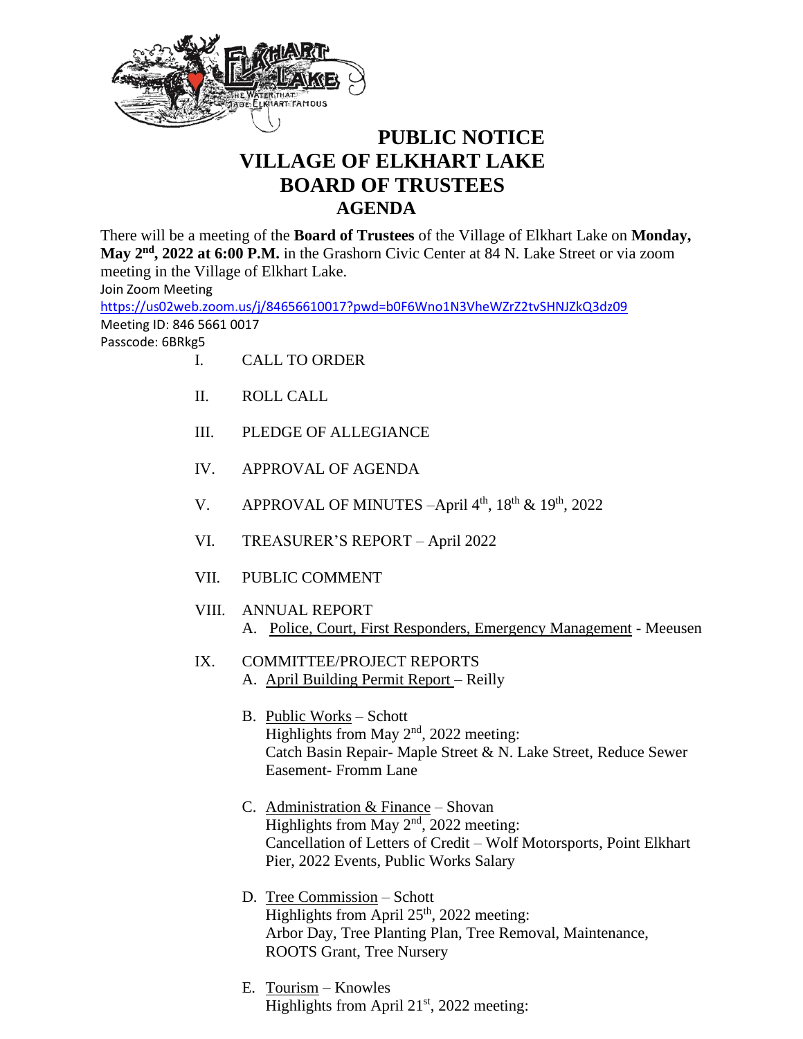# PUBLIC NOTICE
# VILLAGE OF ELKHART LAKE
# BOARD OF TRUSTEES
## AGENDA

There will be a meeting of the **Board of Trustees** of the Village of Elkhart Lake on **Monday, May 2nd, 2022 at 6:00 P.M.** in the Grashorn Civic Center at 84 N. Lake Street or via zoom meeting in the Village of Elkhart Lake.

Join Zoom Meeting
https://us02web.zoom.us/j/84656610017?pwd=b0F6Wno1N3VheWZrZ2tvSHNJZkQ3dz09
Meeting ID: 846 5661 0017
Passcode: 6BRkg5

I. CALL TO ORDER

II. ROLL CALL

III. PLEDGE OF ALLEGIANCE

IV. APPROVAL OF AGENDA

V. APPROVAL OF MINUTES –April 4th, 18th & 19th, 2022

VI. TREASURER'S REPORT – April 2022

VII. PUBLIC COMMENT

VIII. ANNUAL REPORT
  A. Police, Court, First Responders, Emergency Management - Meeusen

IX. COMMITTEE/PROJECT REPORTS
  A. April Building Permit Report – Reilly

  B. Public Works – Schott
  Highlights from May 2nd, 2022 meeting:
  Catch Basin Repair- Maple Street & N. Lake Street, Reduce Sewer Easement- Fromm Lane

  C. Administration & Finance – Shovan
  Highlights from May 2nd, 2022 meeting:
  Cancellation of Letters of Credit – Wolf Motorsports, Point Elkhart Pier, 2022 Events, Public Works Salary

  D. Tree Commission – Schott
  Highlights from April 25th, 2022 meeting:
  Arbor Day, Tree Planting Plan, Tree Removal, Maintenance, ROOTS Grant, Tree Nursery

  E. Tourism – Knowles
  Highlights from April 21st, 2022 meeting: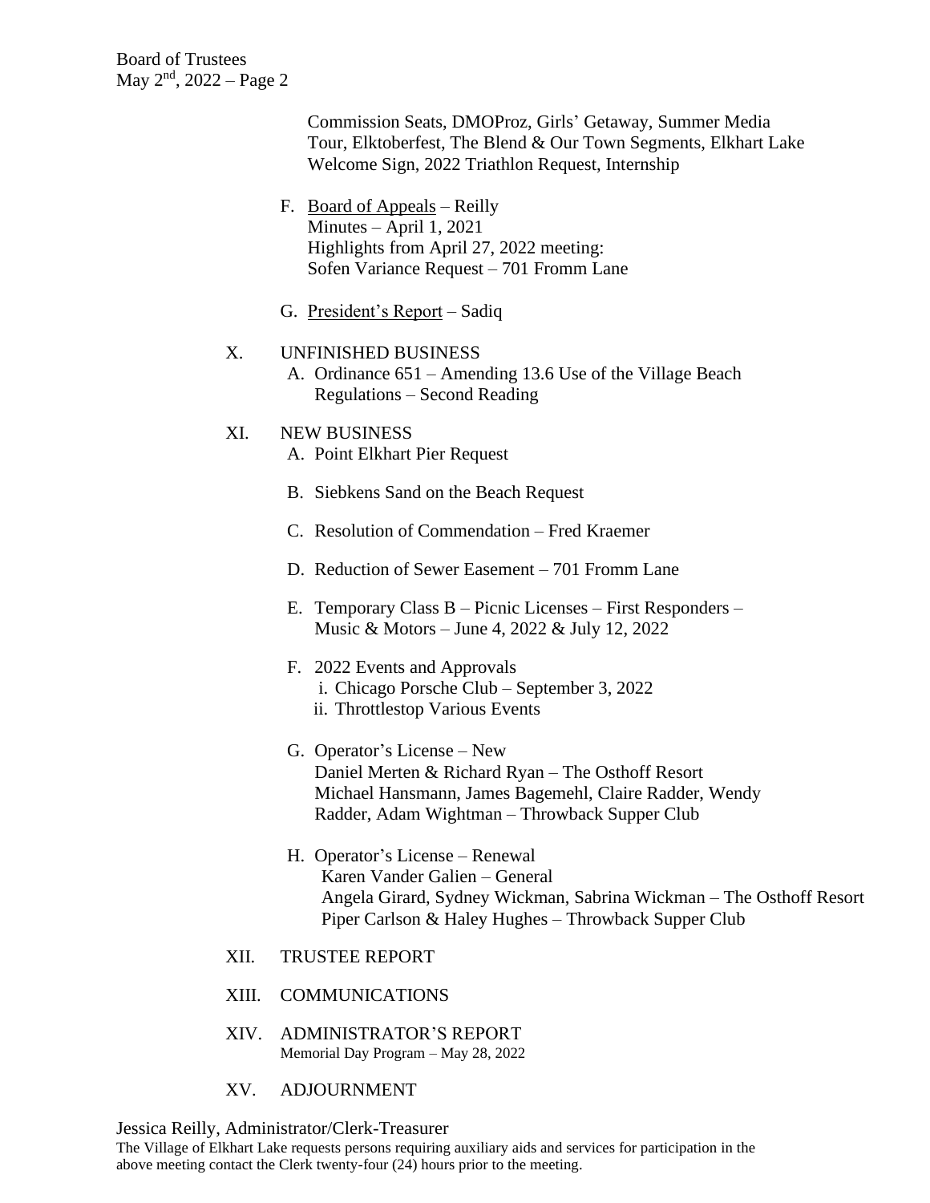Commission Seats, DMOProz, Girls' Getaway, Summer Media Tour, Elktoberfest, The Blend & Our Town Segments, Elkhart Lake Welcome Sign, 2022 Triathlon Request, Internship

F. Board of Appeals – Reilly
   Minutes – April 1, 2021
   Highlights from April 27, 2022 meeting:
   Sofen Variance Request – 701 Fromm Lane

G. President's Report – Sadiq

X. UNFINISHED BUSINESS
   A. Ordinance 651 – Amending 13.6 Use of the Village Beach Regulations – Second Reading

XI. NEW BUSINESS
   A. Point Elkhart Pier Request

   B. Siebkens Sand on the Beach Request

   C. Resolution of Commendation – Fred Kraemer

   D. Reduction of Sewer Easement – 701 Fromm Lane

   E. Temporary Class B – Picnic Licenses – First Responders – Music & Motors – June 4, 2022 & July 12, 2022

   F. 2022 Events and Approvals
      i. Chicago Porsche Club – September 3, 2022
      ii. Throttlestop Various Events

   G. Operator's License – New
      Daniel Merten & Richard Ryan – The Osthoff Resort
      Michael Hansmann, James Bagemehl, Claire Radder, Wendy Radder, Adam Wightman – Throwback Supper Club

   H. Operator's License – Renewal
      Karen Vander Galien – General
      Angela Girard, Sydney Wickman, Sabrina Wickman – The Osthoff Resort
      Piper Carlson & Haley Hughes – Throwback Supper Club

XII. TRUSTEE REPORT

XIII. COMMUNICATIONS

XIV. ADMINISTRATOR'S REPORT
   Memorial Day Program – May 28, 2022

XV. ADJOURNMENT

Jessica Reilly, Administrator/Clerk-Treasurer

The Village of Elkhart Lake requests persons requiring auxiliary aids and services for participation in the above meeting contact the Clerk twenty-four (24) hours prior to the meeting.